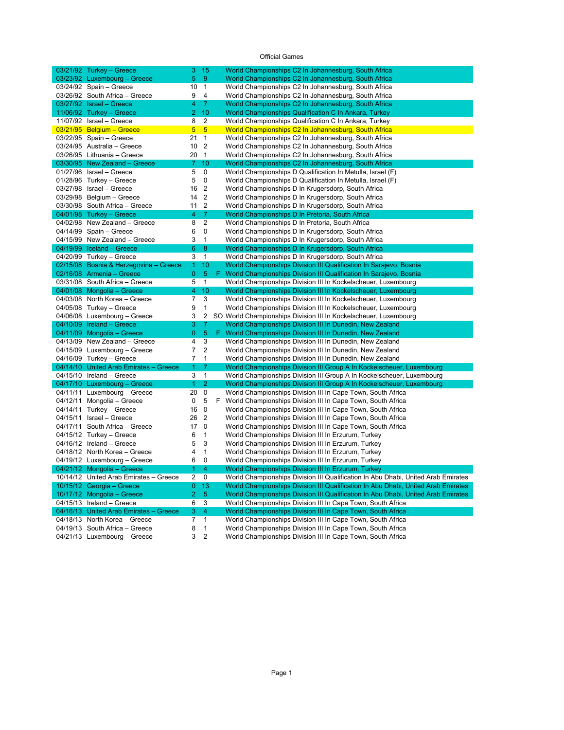Official Games

| Date | Game | | | | Competition |
|---|---|---|---|---|---|
| 03/21/92 | Turkey – Greece | 3 | 15 | | World Championships C2 In Johannesburg, South Africa |
| 03/23/92 | Luxembourg – Greece | 5 | 9 | | World Championships C2 In Johannesburg, South Africa |
| 03/24/92 | Spain – Greece | 10 | 1 | | World Championships C2 In Johannesburg, South Africa |
| 03/26/92 | South Africa – Greece | 9 | 4 | | World Championships C2 In Johannesburg, South Africa |
| 03/27/92 | Israel – Greece | 4 | 7 | | World Championships C2 In Johannesburg, South Africa |
| 11/06/92 | Turkey – Greece | 2 | 10 | | World Championships Qualification C In Ankara, Turkey |
| 11/07/92 | Israel – Greece | 8 | 2 | | World Championships Qualification C In Ankara, Turkey |
| 03/21/95 | Belgium – Greece | 5 | 5 | | World Championships C2 In Johannesburg, South Africa |
| 03/22/95 | Spain – Greece | 21 | 1 | | World Championships C2 In Johannesburg, South Africa |
| 03/24/95 | Australia – Greece | 10 | 2 | | World Championships C2 In Johannesburg, South Africa |
| 03/26/95 | Lithuania – Greece | 20 | 1 | | World Championships C2 In Johannesburg, South Africa |
| 03/30/95 | New Zealand – Greece | 7 | 10 | | World Championships C2 In Johannesburg, South Africa |
| 01/27/96 | Israel – Greece | 5 | 0 | | World Championships D Qualification In Metulla, Israel (F) |
| 01/28/96 | Turkey – Greece | 5 | 0 | | World Championships D Qualification In Metulla, Israel (F) |
| 03/27/98 | Israel – Greece | 16 | 2 | | World Championships D In Krugersdorp, South Africa |
| 03/29/98 | Belgium – Greece | 14 | 2 | | World Championships D In Krugersdorp, South Africa |
| 03/30/98 | South Africa – Greece | 11 | 2 | | World Championships D In Krugersdorp, South Africa |
| 04/01/98 | Turkey – Greece | 4 | 7 | | World Championships D In Pretoria, South Africa |
| 04/02/98 | New Zealand – Greece | 8 | 2 | | World Championships D In Pretoria, South Africa |
| 04/14/99 | Spain – Greece | 6 | 0 | | World Championships D In Krugersdorp, South Africa |
| 04/15/99 | New Zealand – Greece | 3 | 1 | | World Championships D In Krugersdorp, South Africa |
| 04/19/99 | Iceland – Greece | 6 | 8 | | World Championships D In Krugersdorp, South Africa |
| 04/20/99 | Turkey – Greece | 3 | 1 | | World Championships D In Krugersdorp, South Africa |
| 02/15/08 | Bosnia & Herzegovina – Greece | 1 | 10 | | World Championships Division III Qualification In Sarajevo, Bosnia |
| 02/16/08 | Armenia – Greece | 0 | 5 | F | World Championships Division III Qualification In Sarajevo, Bosnia |
| 03/31/08 | South Africa – Greece | 5 | 1 | | World Championships Division III In Kockelscheuer, Luxembourg |
| 04/01/08 | Mongolia – Greece | 4 | 10 | | World Championships Division III In Kockelscheuer, Luxembourg |
| 04/03/08 | North Korea – Greece | 7 | 3 | | World Championships Division III In Kockelscheuer, Luxembourg |
| 04/05/08 | Turkey – Greece | 9 | 1 | | World Championships Division III In Kockelscheuer, Luxembourg |
| 04/06/08 | Luxembourg – Greece | 3 | 2 | SO | World Championships Division III In Kockelscheuer, Luxembourg |
| 04/10/09 | Ireland – Greece | 3 | 7 | | World Championships Division III In Dunedin, New Zealand |
| 04/11/09 | Mongolia – Greece | 0 | 5 | F | World Championships Division III In Dunedin, New Zealand |
| 04/13/09 | New Zealand – Greece | 4 | 3 | | World Championships Division III In Dunedin, New Zealand |
| 04/15/09 | Luxembourg – Greece | 7 | 2 | | World Championships Division III In Dunedin, New Zealand |
| 04/16/09 | Turkey – Greece | 7 | 1 | | World Championships Division III In Dunedin, New Zealand |
| 04/14/10 | United Arab Emirates – Greece | 1 | 7 | | World Championships Division III Group A In Kockelscheuer, Luxembourg |
| 04/15/10 | Ireland – Greece | 3 | 1 | | World Championships Division III Group A In Kockelscheuer, Luxembourg |
| 04/17/10 | Luxembourg – Greece | 1 | 2 | | World Championships Division III Group A In Kockelscheuer, Luxembourg |
| 04/11/11 | Luxembourg – Greece | 20 | 0 | | World Championships Division III In Cape Town, South Africa |
| 04/12/11 | Mongolia – Greece | 0 | 5 | F | World Championships Division III In Cape Town, South Africa |
| 04/14/11 | Turkey – Greece | 16 | 0 | | World Championships Division III In Cape Town, South Africa |
| 04/15/11 | Israel – Greece | 26 | 2 | | World Championships Division III In Cape Town, South Africa |
| 04/17/11 | South Africa – Greece | 17 | 0 | | World Championships Division III In Cape Town, South Africa |
| 04/15/12 | Turkey – Greece | 6 | 1 | | World Championships Division III In Erzurum, Turkey |
| 04/16/12 | Ireland – Greece | 5 | 3 | | World Championships Division III In Erzurum, Turkey |
| 04/18/12 | North Korea – Greece | 4 | 1 | | World Championships Division III In Erzurum, Turkey |
| 04/19/12 | Luxembourg – Greece | 6 | 0 | | World Championships Division III In Erzurum, Turkey |
| 04/21/12 | Mongolia – Greece | 1 | 4 | | World Championships Division III In Erzurum, Turkey |
| 10/14/12 | United Arab Emirates – Greece | 2 | 0 | | World Championships Division III Qualification In Abu Dhabi, United Arab Emirates |
| 10/15/12 | Georgia – Greece | 0 | 13 | | World Championships Division III Qualification In Abu Dhabi, United Arab Emirates |
| 10/17/12 | Mongolia – Greece | 2 | 5 | | World Championships Division III Qualification In Abu Dhabi, United Arab Emirates |
| 04/15/13 | Ireland – Greece | 6 | 3 | | World Championships Division III In Cape Town, South Africa |
| 04/16/13 | United Arab Emirates – Greece | 3 | 4 | | World Championships Division III In Cape Town, South Africa |
| 04/18/13 | North Korea – Greece | 7 | 1 | | World Championships Division III In Cape Town, South Africa |
| 04/19/13 | South Africa – Greece | 8 | 1 | | World Championships Division III In Cape Town, South Africa |
| 04/21/13 | Luxembourg – Greece | 3 | 2 | | World Championships Division III In Cape Town, South Africa |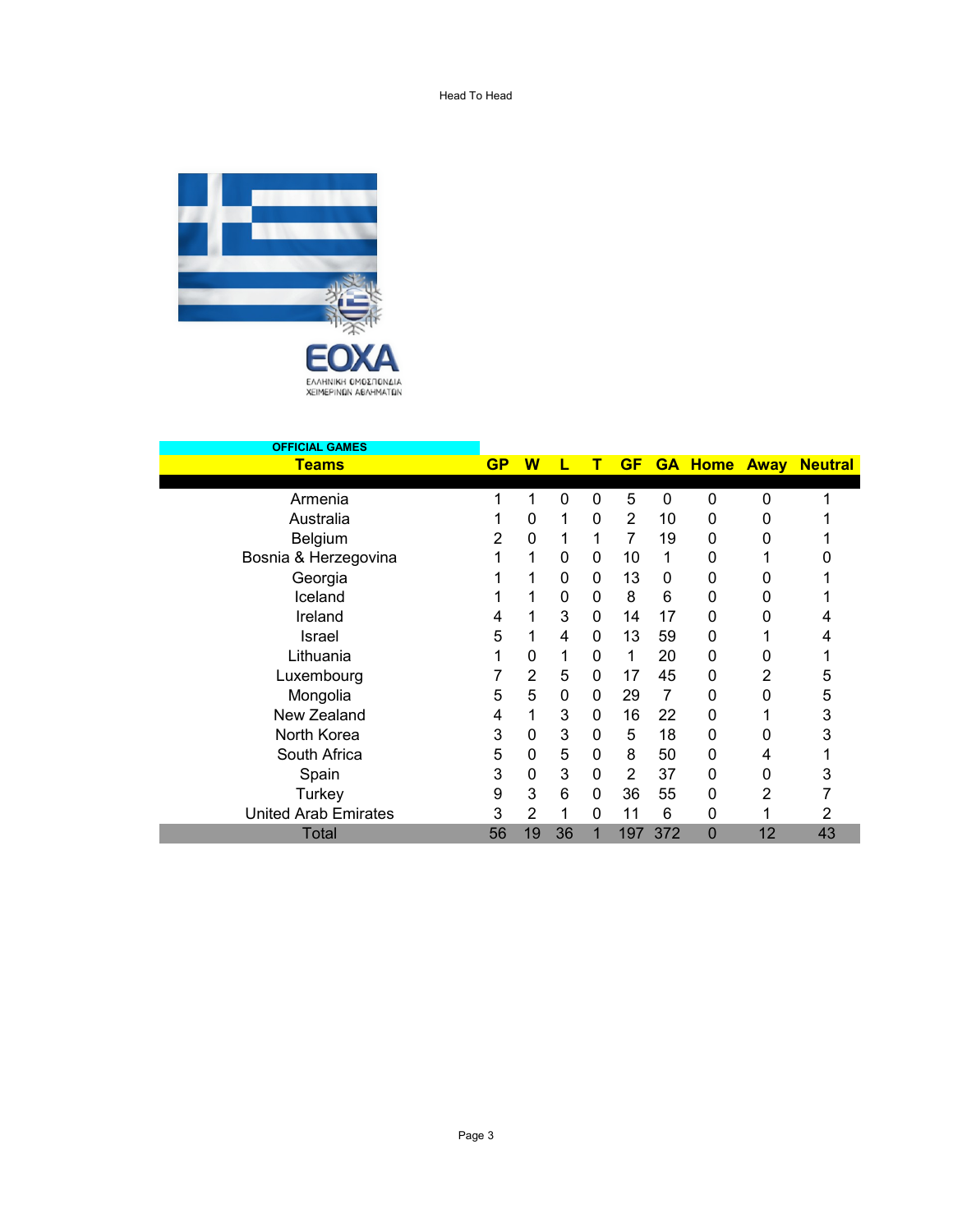Head To Head

ΕΟΧΑ

ΕΛΛΗΝΙΚΗ ΟΜΟΣΠΟΝΔΙΑ ΧΕΙΜΕΡΙΝΩΝ ΑΘΛΗΜΑΤΩΝ

**OFFICIAL GAMES**

| Teams | GP | W | L | T | GF | GA | Home | Away | Neutral |
|---|---|---|---|---|---|---|---|---|---|
| Armenia | 1 | 1 | 0 | 0 | 5 | 0 | 0 | 0 | 1 |
| Australia | 1 | 0 | 1 | 0 | 2 | 10 | 0 | 0 | 1 |
| Belgium | 2 | 0 | 1 | 1 | 7 | 19 | 0 | 0 | 1 |
| Bosnia & Herzegovina | 1 | 1 | 0 | 0 | 10 | 1 | 0 | 1 | 0 |
| Georgia | 1 | 1 | 0 | 0 | 13 | 0 | 0 | 0 | 1 |
| Iceland | 1 | 1 | 0 | 0 | 8 | 6 | 0 | 0 | 1 |
| Ireland | 4 | 1 | 3 | 0 | 14 | 17 | 0 | 0 | 4 |
| Israel | 5 | 1 | 4 | 0 | 13 | 59 | 0 | 1 | 4 |
| Lithuania | 1 | 0 | 1 | 0 | 1 | 20 | 0 | 0 | 1 |
| Luxembourg | 7 | 2 | 5 | 0 | 17 | 45 | 0 | 2 | 5 |
| Mongolia | 5 | 5 | 0 | 0 | 29 | 7 | 0 | 0 | 5 |
| New Zealand | 4 | 1 | 3 | 0 | 16 | 22 | 0 | 1 | 3 |
| North Korea | 3 | 0 | 3 | 0 | 5 | 18 | 0 | 0 | 3 |
| South Africa | 5 | 0 | 5 | 0 | 8 | 50 | 0 | 4 | 1 |
| Spain | 3 | 0 | 3 | 0 | 2 | 37 | 0 | 0 | 3 |
| Turkey | 9 | 3 | 6 | 0 | 36 | 55 | 0 | 2 | 7 |
| United Arab Emirates | 3 | 2 | 1 | 0 | 11 | 6 | 0 | 1 | 2 |
| Total | 56 | 19 | 36 | 1 | 197 | 372 | 0 | 12 | 43 |